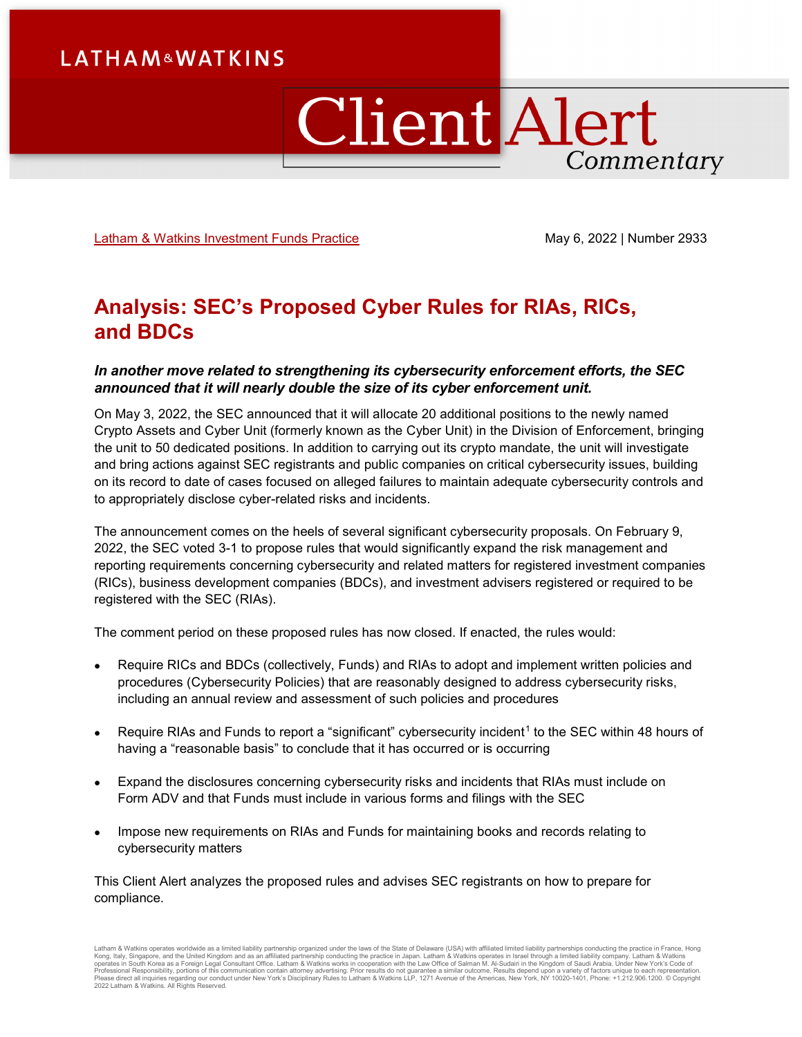LATHAM & WATKINS

# Client Alert Commentary

Latham & Watkins Investment Funds Practice

May 6, 2022 | Number 2933

## Analysis: SEC's Proposed Cyber Rules for RIAs, RICs, and BDCs

***In another move related to strengthening its cybersecurity enforcement efforts, the SEC announced that it will nearly double the size of its cyber enforcement unit.***

On May 3, 2022, the SEC announced that it will allocate 20 additional positions to the newly named Crypto Assets and Cyber Unit (formerly known as the Cyber Unit) in the Division of Enforcement, bringing the unit to 50 dedicated positions. In addition to carrying out its crypto mandate, the unit will investigate and bring actions against SEC registrants and public companies on critical cybersecurity issues, building on its record to date of cases focused on alleged failures to maintain adequate cybersecurity controls and to appropriately disclose cyber-related risks and incidents.

The announcement comes on the heels of several significant cybersecurity proposals. On February 9, 2022, the SEC voted 3-1 to propose rules that would significantly expand the risk management and reporting requirements concerning cybersecurity and related matters for registered investment companies (RICs), business development companies (BDCs), and investment advisers registered or required to be registered with the SEC (RIAs).

The comment period on these proposed rules has now closed. If enacted, the rules would:

- Require RICs and BDCs (collectively, Funds) and RIAs to adopt and implement written policies and procedures (Cybersecurity Policies) that are reasonably designed to address cybersecurity risks, including an annual review and assessment of such policies and procedures
- Require RIAs and Funds to report a "significant" cybersecurity incident[1] to the SEC within 48 hours of having a "reasonable basis" to conclude that it has occurred or is occurring
- Expand the disclosures concerning cybersecurity risks and incidents that RIAs must include on Form ADV and that Funds must include in various forms and filings with the SEC
- Impose new requirements on RIAs and Funds for maintaining books and records relating to cybersecurity matters

This Client Alert analyzes the proposed rules and advises SEC registrants on how to prepare for compliance.

Latham & Watkins operates worldwide as a limited liability partnership organized under the laws of the State of Delaware (USA) with affiliated limited liability partnerships conducting the practice in France, Hong Kong, Italy, Singapore, and the United Kingdom and as an affiliated partnership conducting the practice in Japan. Latham & Watkins operates in Israel through a limited liability company. Latham & Watkins operates in South Korea as a Foreign Legal Consultant Office. Latham & Watkins works in cooperation with the Law Office of Salman M. Al-Sudairi in the Kingdom of Saudi Arabia. Under New York's Code of Professional Responsibility, portions of this communication contain attorney advertising. Prior results do not guarantee a similar outcome. Results depend upon a variety of factors unique to each representation. Please direct all inquiries regarding our conduct under New York's Disciplinary Rules to Latham & Watkins LLP, 1271 Avenue of the Americas, New York, NY 10020-1401, Phone: +1.212.906.1200. © Copyright 2022 Latham & Watkins. All Rights Reserved.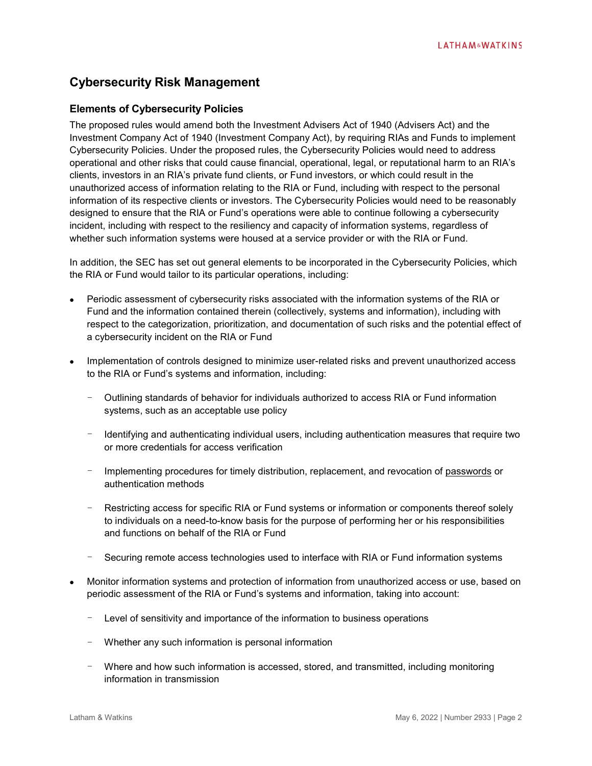## Cybersecurity Risk Management

### Elements of Cybersecurity Policies

The proposed rules would amend both the Investment Advisers Act of 1940 (Advisers Act) and the Investment Company Act of 1940 (Investment Company Act), by requiring RIAs and Funds to implement Cybersecurity Policies. Under the proposed rules, the Cybersecurity Policies would need to address operational and other risks that could cause financial, operational, legal, or reputational harm to an RIA's clients, investors in an RIA's private fund clients, or Fund investors, or which could result in the unauthorized access of information relating to the RIA or Fund, including with respect to the personal information of its respective clients or investors. The Cybersecurity Policies would need to be reasonably designed to ensure that the RIA or Fund's operations were able to continue following a cybersecurity incident, including with respect to the resiliency and capacity of information systems, regardless of whether such information systems were housed at a service provider or with the RIA or Fund.

In addition, the SEC has set out general elements to be incorporated in the Cybersecurity Policies, which the RIA or Fund would tailor to its particular operations, including:

- Periodic assessment of cybersecurity risks associated with the information systems of the RIA or Fund and the information contained therein (collectively, systems and information), including with respect to the categorization, prioritization, and documentation of such risks and the potential effect of a cybersecurity incident on the RIA or Fund
- Implementation of controls designed to minimize user-related risks and prevent unauthorized access to the RIA or Fund's systems and information, including:
  - Outlining standards of behavior for individuals authorized to access RIA or Fund information systems, such as an acceptable use policy
  - Identifying and authenticating individual users, including authentication measures that require two or more credentials for access verification
  - Implementing procedures for timely distribution, replacement, and revocation of passwords or authentication methods
  - Restricting access for specific RIA or Fund systems or information or components thereof solely to individuals on a need-to-know basis for the purpose of performing her or his responsibilities and functions on behalf of the RIA or Fund
  - Securing remote access technologies used to interface with RIA or Fund information systems
- Monitor information systems and protection of information from unauthorized access or use, based on periodic assessment of the RIA or Fund's systems and information, taking into account:
  - Level of sensitivity and importance of the information to business operations
  - Whether any such information is personal information
  - Where and how such information is accessed, stored, and transmitted, including monitoring information in transmission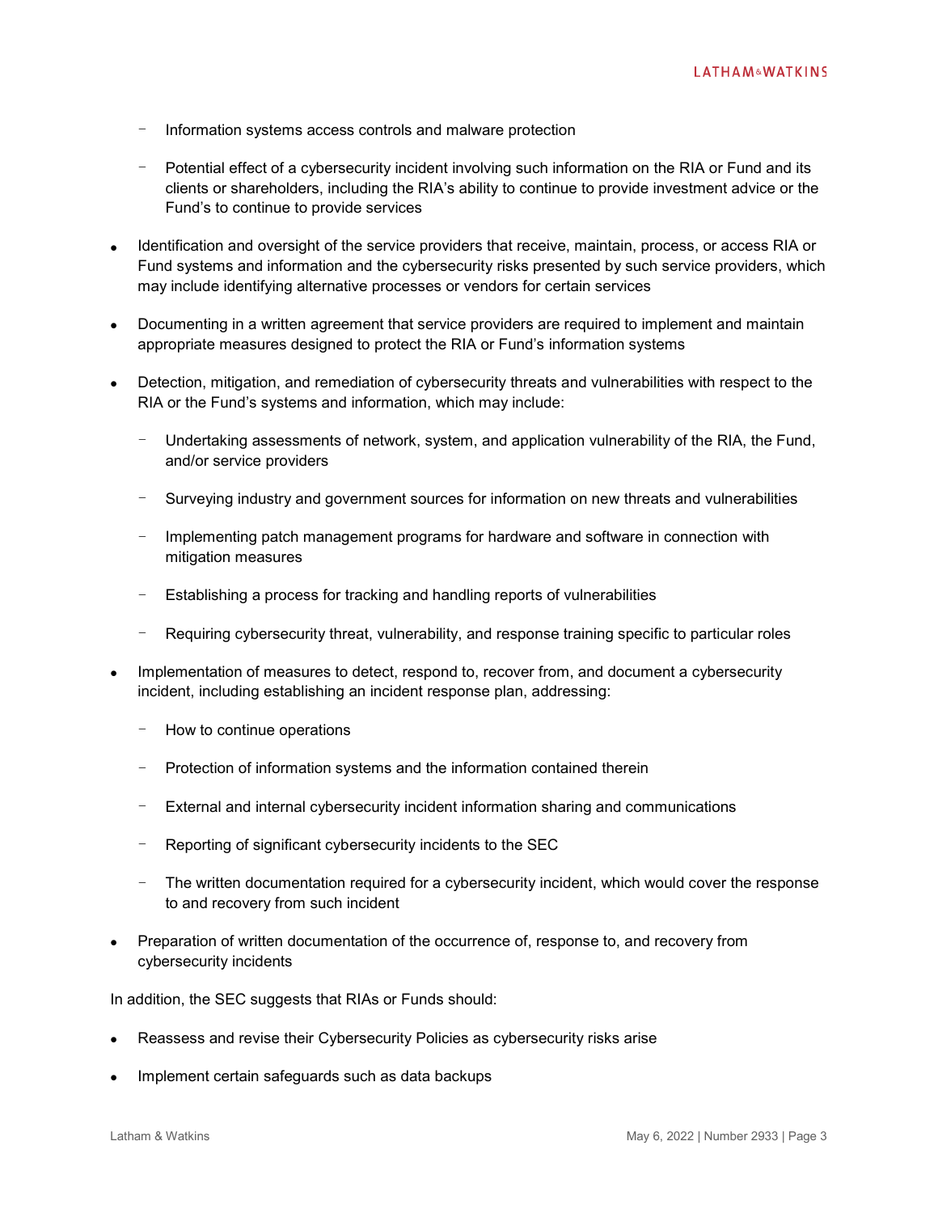- Information systems access controls and malware protection
  - Potential effect of a cybersecurity incident involving such information on the RIA or Fund and its clients or shareholders, including the RIA's ability to continue to provide investment advice or the Fund's to continue to provide services

- Identification and oversight of the service providers that receive, maintain, process, or access RIA or Fund systems and information and the cybersecurity risks presented by such service providers, which may include identifying alternative processes or vendors for certain services
- Documenting in a written agreement that service providers are required to implement and maintain appropriate measures designed to protect the RIA or Fund's information systems
- Detection, mitigation, and remediation of cybersecurity threats and vulnerabilities with respect to the RIA or the Fund's systems and information, which may include:
  - Undertaking assessments of network, system, and application vulnerability of the RIA, the Fund, and/or service providers
  - Surveying industry and government sources for information on new threats and vulnerabilities
  - Implementing patch management programs for hardware and software in connection with mitigation measures
  - Establishing a process for tracking and handling reports of vulnerabilities
  - Requiring cybersecurity threat, vulnerability, and response training specific to particular roles
- Implementation of measures to detect, respond to, recover from, and document a cybersecurity incident, including establishing an incident response plan, addressing:
  - How to continue operations
  - Protection of information systems and the information contained therein
  - External and internal cybersecurity incident information sharing and communications
  - Reporting of significant cybersecurity incidents to the SEC
  - The written documentation required for a cybersecurity incident, which would cover the response to and recovery from such incident
- Preparation of written documentation of the occurrence of, response to, and recovery from cybersecurity incidents

In addition, the SEC suggests that RIAs or Funds should:

- Reassess and revise their Cybersecurity Policies as cybersecurity risks arise
- Implement certain safeguards such as data backups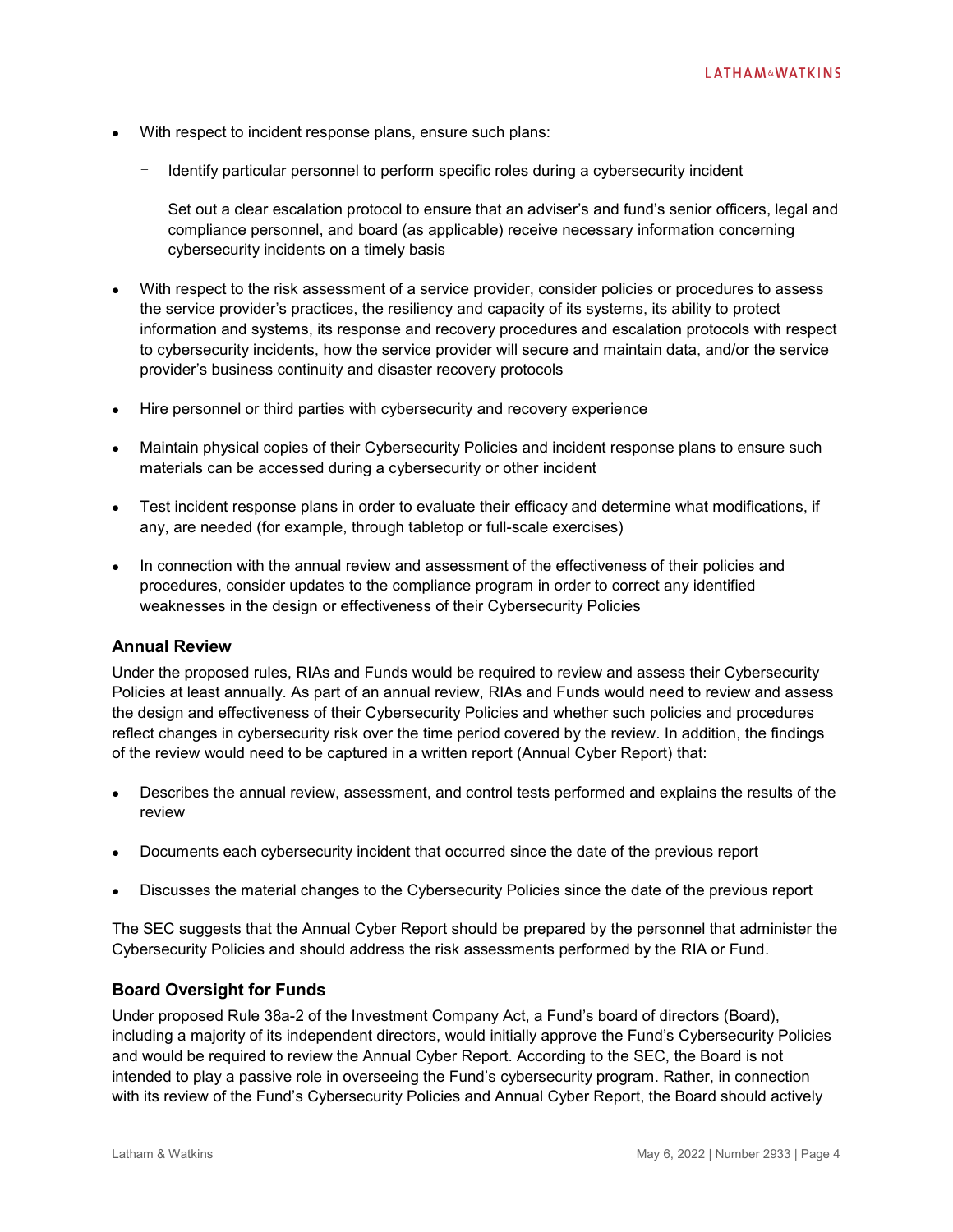- With respect to incident response plans, ensure such plans:
  - Identify particular personnel to perform specific roles during a cybersecurity incident
  - Set out a clear escalation protocol to ensure that an adviser's and fund's senior officers, legal and compliance personnel, and board (as applicable) receive necessary information concerning cybersecurity incidents on a timely basis
- With respect to the risk assessment of a service provider, consider policies or procedures to assess the service provider's practices, the resiliency and capacity of its systems, its ability to protect information and systems, its response and recovery procedures and escalation protocols with respect to cybersecurity incidents, how the service provider will secure and maintain data, and/or the service provider's business continuity and disaster recovery protocols
- Hire personnel or third parties with cybersecurity and recovery experience
- Maintain physical copies of their Cybersecurity Policies and incident response plans to ensure such materials can be accessed during a cybersecurity or other incident
- Test incident response plans in order to evaluate their efficacy and determine what modifications, if any, are needed (for example, through tabletop or full-scale exercises)
- In connection with the annual review and assessment of the effectiveness of their policies and procedures, consider updates to the compliance program in order to correct any identified weaknesses in the design or effectiveness of their Cybersecurity Policies

### Annual Review

Under the proposed rules, RIAs and Funds would be required to review and assess their Cybersecurity Policies at least annually. As part of an annual review, RIAs and Funds would need to review and assess the design and effectiveness of their Cybersecurity Policies and whether such policies and procedures reflect changes in cybersecurity risk over the time period covered by the review. In addition, the findings of the review would need to be captured in a written report (Annual Cyber Report) that:

- Describes the annual review, assessment, and control tests performed and explains the results of the review
- Documents each cybersecurity incident that occurred since the date of the previous report
- Discusses the material changes to the Cybersecurity Policies since the date of the previous report

The SEC suggests that the Annual Cyber Report should be prepared by the personnel that administer the Cybersecurity Policies and should address the risk assessments performed by the RIA or Fund.

### Board Oversight for Funds

Under proposed Rule 38a-2 of the Investment Company Act, a Fund's board of directors (Board), including a majority of its independent directors, would initially approve the Fund's Cybersecurity Policies and would be required to review the Annual Cyber Report. According to the SEC, the Board is not intended to play a passive role in overseeing the Fund's cybersecurity program. Rather, in connection with its review of the Fund's Cybersecurity Policies and Annual Cyber Report, the Board should actively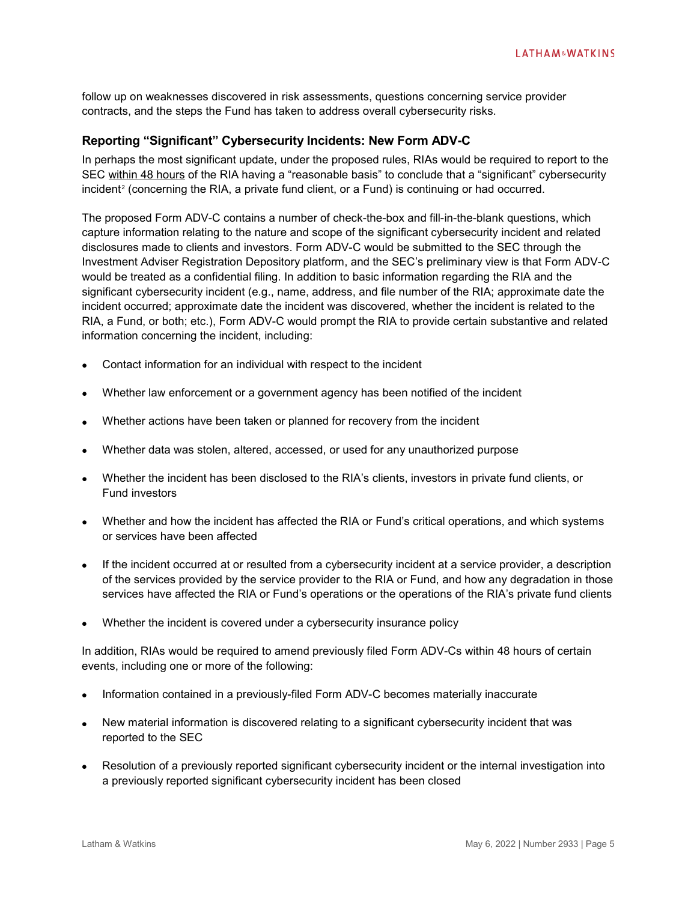follow up on weaknesses discovered in risk assessments, questions concerning service provider contracts, and the steps the Fund has taken to address overall cybersecurity risks.

### Reporting "Significant" Cybersecurity Incidents: New Form ADV-C

In perhaps the most significant update, under the proposed rules, RIAs would be required to report to the SEC within 48 hours of the RIA having a "reasonable basis" to conclude that a "significant" cybersecurity incident[2] (concerning the RIA, a private fund client, or a Fund) is continuing or had occurred.

The proposed Form ADV-C contains a number of check-the-box and fill-in-the-blank questions, which capture information relating to the nature and scope of the significant cybersecurity incident and related disclosures made to clients and investors. Form ADV-C would be submitted to the SEC through the Investment Adviser Registration Depository platform, and the SEC's preliminary view is that Form ADV-C would be treated as a confidential filing. In addition to basic information regarding the RIA and the significant cybersecurity incident (e.g., name, address, and file number of the RIA; approximate date the incident occurred; approximate date the incident was discovered, whether the incident is related to the RIA, a Fund, or both; etc.), Form ADV-C would prompt the RIA to provide certain substantive and related information concerning the incident, including:

- Contact information for an individual with respect to the incident
- Whether law enforcement or a government agency has been notified of the incident
- Whether actions have been taken or planned for recovery from the incident
- Whether data was stolen, altered, accessed, or used for any unauthorized purpose
- Whether the incident has been disclosed to the RIA's clients, investors in private fund clients, or Fund investors
- Whether and how the incident has affected the RIA or Fund's critical operations, and which systems or services have been affected
- If the incident occurred at or resulted from a cybersecurity incident at a service provider, a description of the services provided by the service provider to the RIA or Fund, and how any degradation in those services have affected the RIA or Fund's operations or the operations of the RIA's private fund clients
- Whether the incident is covered under a cybersecurity insurance policy

In addition, RIAs would be required to amend previously filed Form ADV-Cs within 48 hours of certain events, including one or more of the following:

- Information contained in a previously-filed Form ADV-C becomes materially inaccurate
- New material information is discovered relating to a significant cybersecurity incident that was reported to the SEC
- Resolution of a previously reported significant cybersecurity incident or the internal investigation into a previously reported significant cybersecurity incident has been closed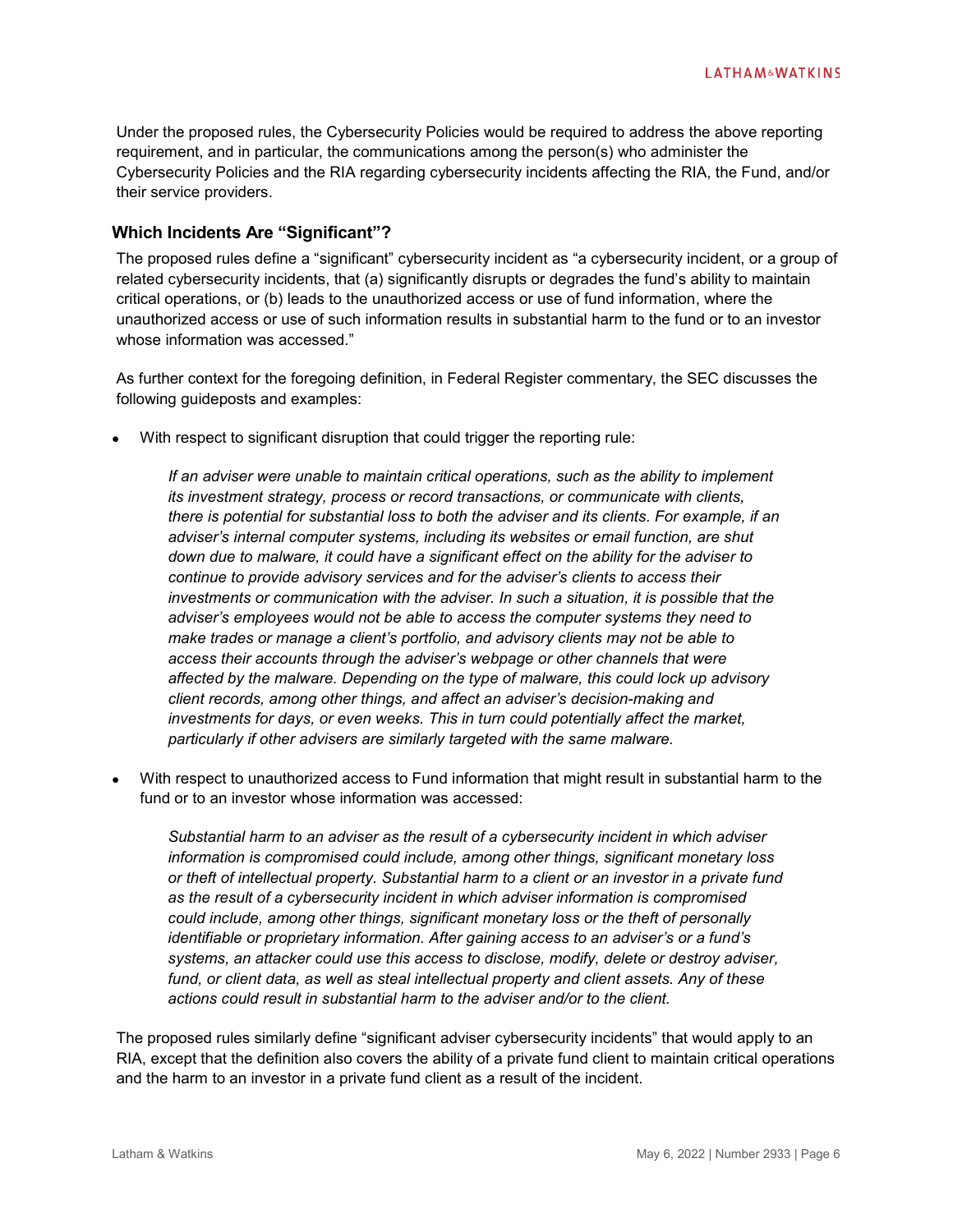Under the proposed rules, the Cybersecurity Policies would be required to address the above reporting requirement, and in particular, the communications among the person(s) who administer the Cybersecurity Policies and the RIA regarding cybersecurity incidents affecting the RIA, the Fund, and/or their service providers.

### Which Incidents Are "Significant"?

The proposed rules define a "significant" cybersecurity incident as "a cybersecurity incident, or a group of related cybersecurity incidents, that (a) significantly disrupts or degrades the fund's ability to maintain critical operations, or (b) leads to the unauthorized access or use of fund information, where the unauthorized access or use of such information results in substantial harm to the fund or to an investor whose information was accessed."

As further context for the foregoing definition, in Federal Register commentary, the SEC discusses the following guideposts and examples:

- With respect to significant disruption that could trigger the reporting rule:

  > *If an adviser were unable to maintain critical operations, such as the ability to implement its investment strategy, process or record transactions, or communicate with clients, there is potential for substantial loss to both the adviser and its clients. For example, if an adviser's internal computer systems, including its websites or email function, are shut down due to malware, it could have a significant effect on the ability for the adviser to continue to provide advisory services and for the adviser's clients to access their investments or communication with the adviser. In such a situation, it is possible that the adviser's employees would not be able to access the computer systems they need to make trades or manage a client's portfolio, and advisory clients may not be able to access their accounts through the adviser's webpage or other channels that were affected by the malware. Depending on the type of malware, this could lock up advisory client records, among other things, and affect an adviser's decision-making and investments for days, or even weeks. This in turn could potentially affect the market, particularly if other advisers are similarly targeted with the same malware.*

- With respect to unauthorized access to Fund information that might result in substantial harm to the fund or to an investor whose information was accessed:

  > *Substantial harm to an adviser as the result of a cybersecurity incident in which adviser information is compromised could include, among other things, significant monetary loss or theft of intellectual property. Substantial harm to a client or an investor in a private fund as the result of a cybersecurity incident in which adviser information is compromised could include, among other things, significant monetary loss or the theft of personally identifiable or proprietary information. After gaining access to an adviser's or a fund's systems, an attacker could use this access to disclose, modify, delete or destroy adviser, fund, or client data, as well as steal intellectual property and client assets. Any of these actions could result in substantial harm to the adviser and/or to the client.*

The proposed rules similarly define "significant adviser cybersecurity incidents" that would apply to an RIA, except that the definition also covers the ability of a private fund client to maintain critical operations and the harm to an investor in a private fund client as a result of the incident.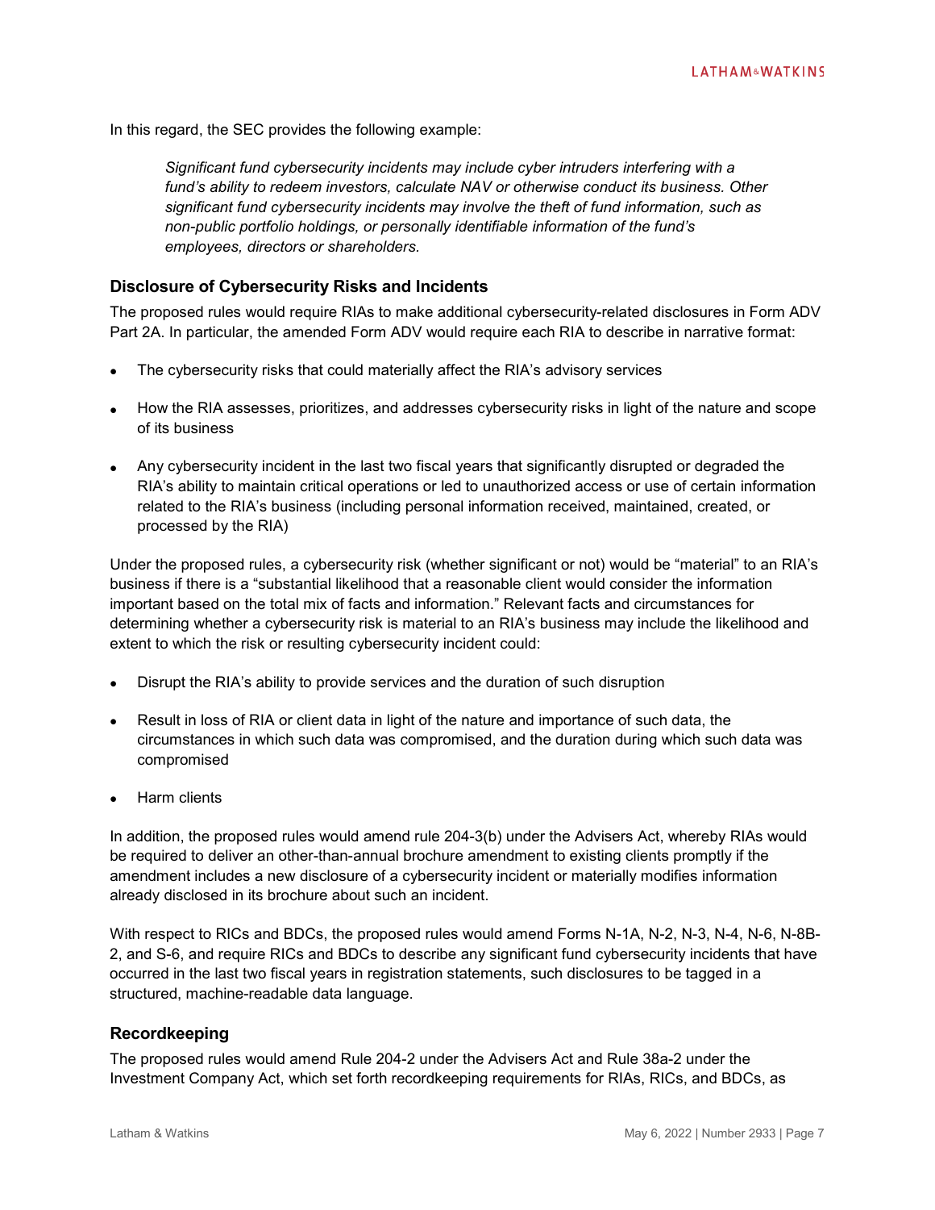In this regard, the SEC provides the following example:

> *Significant fund cybersecurity incidents may include cyber intruders interfering with a fund's ability to redeem investors, calculate NAV or otherwise conduct its business. Other significant fund cybersecurity incidents may involve the theft of fund information, such as non-public portfolio holdings, or personally identifiable information of the fund's employees, directors or shareholders.*

### Disclosure of Cybersecurity Risks and Incidents

The proposed rules would require RIAs to make additional cybersecurity-related disclosures in Form ADV Part 2A. In particular, the amended Form ADV would require each RIA to describe in narrative format:

- The cybersecurity risks that could materially affect the RIA's advisory services
- How the RIA assesses, prioritizes, and addresses cybersecurity risks in light of the nature and scope of its business
- Any cybersecurity incident in the last two fiscal years that significantly disrupted or degraded the RIA's ability to maintain critical operations or led to unauthorized access or use of certain information related to the RIA's business (including personal information received, maintained, created, or processed by the RIA)

Under the proposed rules, a cybersecurity risk (whether significant or not) would be "material" to an RIA's business if there is a "substantial likelihood that a reasonable client would consider the information important based on the total mix of facts and information." Relevant facts and circumstances for determining whether a cybersecurity risk is material to an RIA's business may include the likelihood and extent to which the risk or resulting cybersecurity incident could:

- Disrupt the RIA's ability to provide services and the duration of such disruption
- Result in loss of RIA or client data in light of the nature and importance of such data, the circumstances in which such data was compromised, and the duration during which such data was compromised
- Harm clients

In addition, the proposed rules would amend rule 204-3(b) under the Advisers Act, whereby RIAs would be required to deliver an other-than-annual brochure amendment to existing clients promptly if the amendment includes a new disclosure of a cybersecurity incident or materially modifies information already disclosed in its brochure about such an incident.

With respect to RICs and BDCs, the proposed rules would amend Forms N-1A, N-2, N-3, N-4, N-6, N-8B-2, and S-6, and require RICs and BDCs to describe any significant fund cybersecurity incidents that have occurred in the last two fiscal years in registration statements, such disclosures to be tagged in a structured, machine-readable data language.

### Recordkeeping

The proposed rules would amend Rule 204-2 under the Advisers Act and Rule 38a-2 under the Investment Company Act, which set forth recordkeeping requirements for RIAs, RICs, and BDCs, as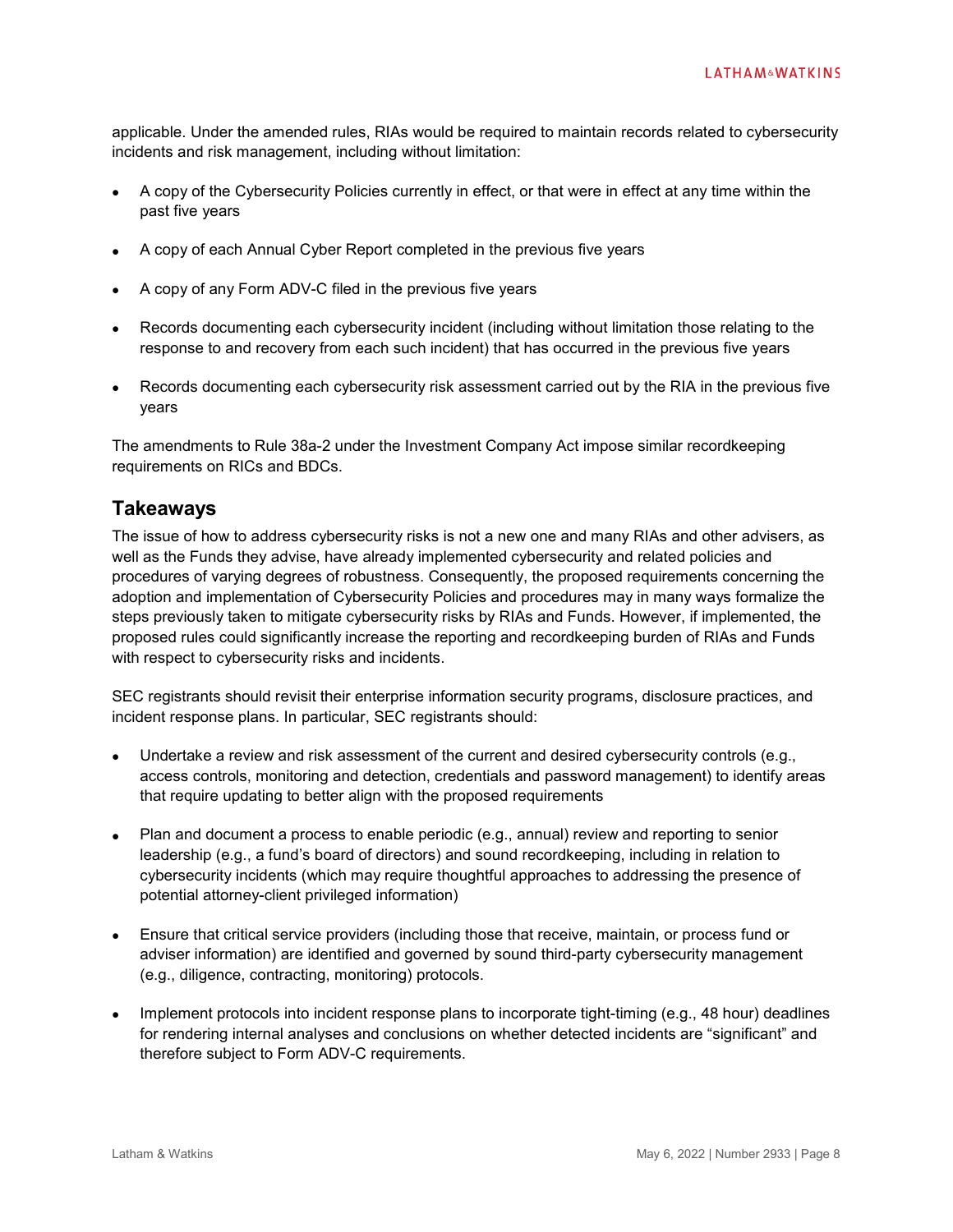applicable. Under the amended rules, RIAs would be required to maintain records related to cybersecurity incidents and risk management, including without limitation:

- A copy of the Cybersecurity Policies currently in effect, or that were in effect at any time within the past five years
- A copy of each Annual Cyber Report completed in the previous five years
- A copy of any Form ADV-C filed in the previous five years
- Records documenting each cybersecurity incident (including without limitation those relating to the response to and recovery from each such incident) that has occurred in the previous five years
- Records documenting each cybersecurity risk assessment carried out by the RIA in the previous five years

The amendments to Rule 38a-2 under the Investment Company Act impose similar recordkeeping requirements on RICs and BDCs.

## Takeaways

The issue of how to address cybersecurity risks is not a new one and many RIAs and other advisers, as well as the Funds they advise, have already implemented cybersecurity and related policies and procedures of varying degrees of robustness. Consequently, the proposed requirements concerning the adoption and implementation of Cybersecurity Policies and procedures may in many ways formalize the steps previously taken to mitigate cybersecurity risks by RIAs and Funds. However, if implemented, the proposed rules could significantly increase the reporting and recordkeeping burden of RIAs and Funds with respect to cybersecurity risks and incidents.

SEC registrants should revisit their enterprise information security programs, disclosure practices, and incident response plans. In particular, SEC registrants should:

- Undertake a review and risk assessment of the current and desired cybersecurity controls (e.g., access controls, monitoring and detection, credentials and password management) to identify areas that require updating to better align with the proposed requirements
- Plan and document a process to enable periodic (e.g., annual) review and reporting to senior leadership (e.g., a fund's board of directors) and sound recordkeeping, including in relation to cybersecurity incidents (which may require thoughtful approaches to addressing the presence of potential attorney-client privileged information)
- Ensure that critical service providers (including those that receive, maintain, or process fund or adviser information) are identified and governed by sound third-party cybersecurity management (e.g., diligence, contracting, monitoring) protocols.
- Implement protocols into incident response plans to incorporate tight-timing (e.g., 48 hour) deadlines for rendering internal analyses and conclusions on whether detected incidents are "significant" and therefore subject to Form ADV-C requirements.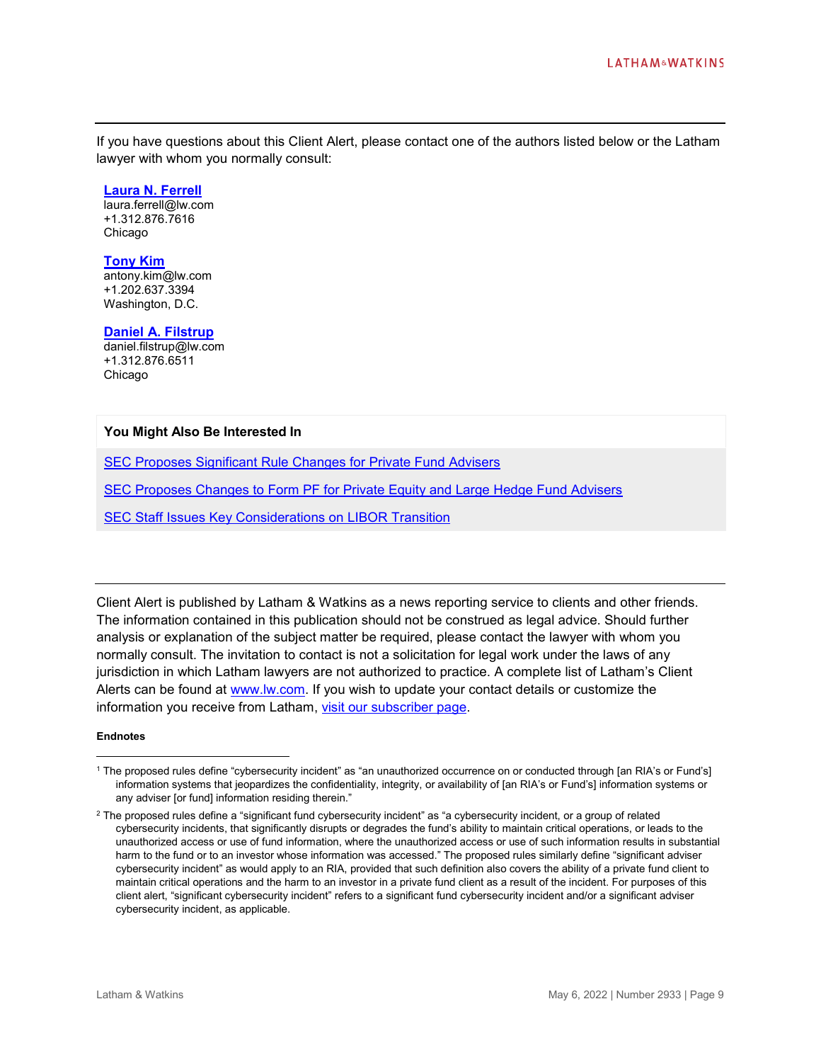If you have questions about this Client Alert, please contact one of the authors listed below or the Latham lawyer with whom you normally consult:

**[Laura N. Ferrell](#)**
laura.ferrell@lw.com
+1.312.876.7616
Chicago

**[Tony Kim](#)**
antony.kim@lw.com
+1.202.637.3394
Washington, D.C.

**[Daniel A. Filstrup](#)**
daniel.filstrup@lw.com
+1.312.876.6511
Chicago

**You Might Also Be Interested In**

[SEC Proposes Significant Rule Changes for Private Fund Advisers](#)

[SEC Proposes Changes to Form PF for Private Equity and Large Hedge Fund Advisers](#)

[SEC Staff Issues Key Considerations on LIBOR Transition](#)

---

Client Alert is published by Latham & Watkins as a news reporting service to clients and other friends. The information contained in this publication should not be construed as legal advice. Should further analysis or explanation of the subject matter be required, please contact the lawyer with whom you normally consult. The invitation to contact is not a solicitation for legal work under the laws of any jurisdiction in which Latham lawyers are not authorized to practice. A complete list of Latham's Client Alerts can be found at [www.lw.com](#). If you wish to update your contact details or customize the information you receive from Latham, [visit our subscriber page](#).

**Endnotes**

[1] The proposed rules define "cybersecurity incident" as "an unauthorized occurrence on or conducted through [an RIA's or Fund's] information systems that jeopardizes the confidentiality, integrity, or availability of [an RIA's or Fund's] information systems or any adviser [or fund] information residing therein."

[2] The proposed rules define a "significant fund cybersecurity incident" as "a cybersecurity incident, or a group of related cybersecurity incidents, that significantly disrupts or degrades the fund's ability to maintain critical operations, or leads to the unauthorized access or use of fund information, where the unauthorized access or use of such information results in substantial harm to the fund or to an investor whose information was accessed." The proposed rules similarly define "significant adviser cybersecurity incident" as would apply to an RIA, provided that such definition also covers the ability of a private fund client to maintain critical operations and the harm to an investor in a private fund client as a result of the incident. For purposes of this client alert, "significant cybersecurity incident" refers to a significant fund cybersecurity incident and/or a significant adviser cybersecurity incident, as applicable.